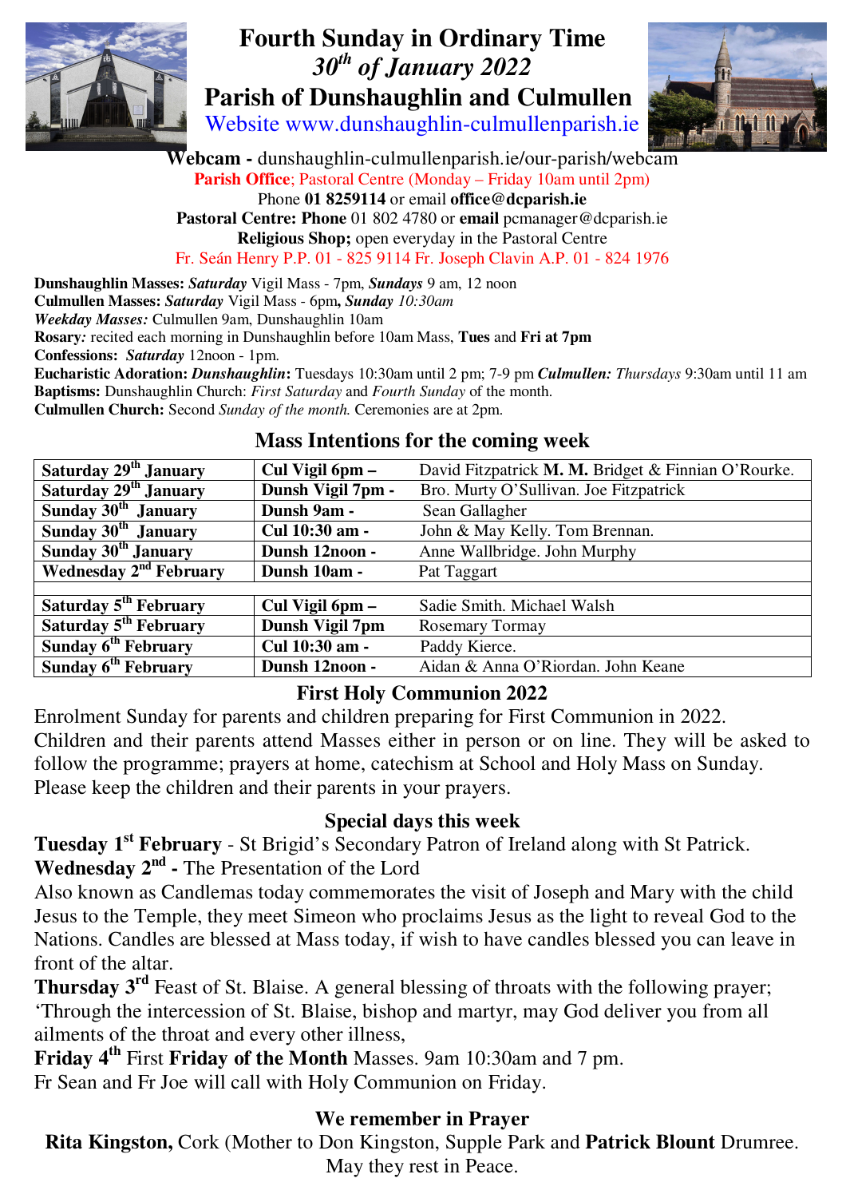# Fourth Sunday in Ordinary Time

## *30th of January 2022*

## Parish of Dunshaughlin and Culmullen

Website www.dunshaughlin-culmullenparish.ie

**Webcam -** dunshaughlin-culmullenparish.ie/our-parish/webcam

**Parish Office**; Pastoral Centre (Monday – Friday 10am until 2pm)

Phone **01 8259114** or email **office@dcparish.ie**

**Pastoral Centre: Phone** 01 802 4780 or **email** pcmanager@dcparish.ie

**Religious Shop;** open everyday in the Pastoral Centre

Fr. Seán Henry P.P. 01 - 825 9114 Fr. Joseph Clavin A.P. 01 - 824 1976

**Dunshaughlin Masses:** ***Saturday*** Vigil Mass - 7pm, ***Sundays*** 9 am, 12 noon
**Culmullen Masses:** ***Saturday*** Vigil Mass - 6pm**,** ***Sunday*** *10:30am*
***Weekday Masses:*** Culmullen 9am, Dunshaughlin 10am
**Rosary***:* recited each morning in Dunshaughlin before 10am Mass, **Tues** and **Fri at 7pm**
**Confessions:** ***Saturday*** 12noon - 1pm.
**Eucharistic Adoration:** ***Dunshaughlin*****:** Tuesdays 10:30am until 2 pm; 7-9 pm ***Culmullen:*** *Thursdays* 9:30am until 11 am
**Baptisms:** Dunshaughlin Church: *First Saturday* and *Fourth Sunday* of the month.
**Culmullen Church:** Second *Sunday of the month.* Ceremonies are at 2pm.

### Mass Intentions for the coming week

| | | |
|---|---|---|
| **Saturday 29th January** | **Cul Vigil 6pm –** | David Fitzpatrick **M. M.** Bridget & Finnian O'Rourke. |
| **Saturday 29th January** | **Dunsh Vigil 7pm -** | Bro. Murty O'Sullivan. Joe Fitzpatrick |
| **Sunday 30th January** | **Dunsh 9am -** | Sean Gallagher |
| **Sunday 30th January** | **Cul 10:30 am -** | John & May Kelly. Tom Brennan. |
| **Sunday 30th January** | **Dunsh 12noon -** | Anne Wallbridge. John Murphy |
| **Wednesday 2nd February** | **Dunsh 10am -** | Pat Taggart |
| | | |
| **Saturday 5th February** | **Cul Vigil 6pm –** | Sadie Smith. Michael Walsh |
| **Saturday 5th February** | **Dunsh Vigil 7pm** | Rosemary Tormay |
| **Sunday 6th February** | **Cul 10:30 am -** | Paddy Kierce. |
| **Sunday 6th February** | **Dunsh 12noon -** | Aidan & Anna O'Riordan. John Keane |

### First Holy Communion 2022

Enrolment Sunday for parents and children preparing for First Communion in 2022. Children and their parents attend Masses either in person or on line. They will be asked to follow the programme; prayers at home, catechism at School and Holy Mass on Sunday. Please keep the children and their parents in your prayers.

### Special days this week

**Tuesday 1st February** - St Brigid's Secondary Patron of Ireland along with St Patrick.
**Wednesday 2nd -** The Presentation of the Lord
Also known as Candlemas today commemorates the visit of Joseph and Mary with the child Jesus to the Temple, they meet Simeon who proclaims Jesus as the light to reveal God to the Nations. Candles are blessed at Mass today, if wish to have candles blessed you can leave in front of the altar.
**Thursday 3rd** Feast of St. Blaise. A general blessing of throats with the following prayer; 'Through the intercession of St. Blaise, bishop and martyr, may God deliver you from all ailments of the throat and every other illness,
**Friday 4th** First **Friday of the Month** Masses. 9am 10:30am and 7 pm.
Fr Sean and Fr Joe will call with Holy Communion on Friday.

### We remember in Prayer

**Rita Kingston,** Cork (Mother to Don Kingston, Supple Park and **Patrick Blount** Drumree.
May they rest in Peace.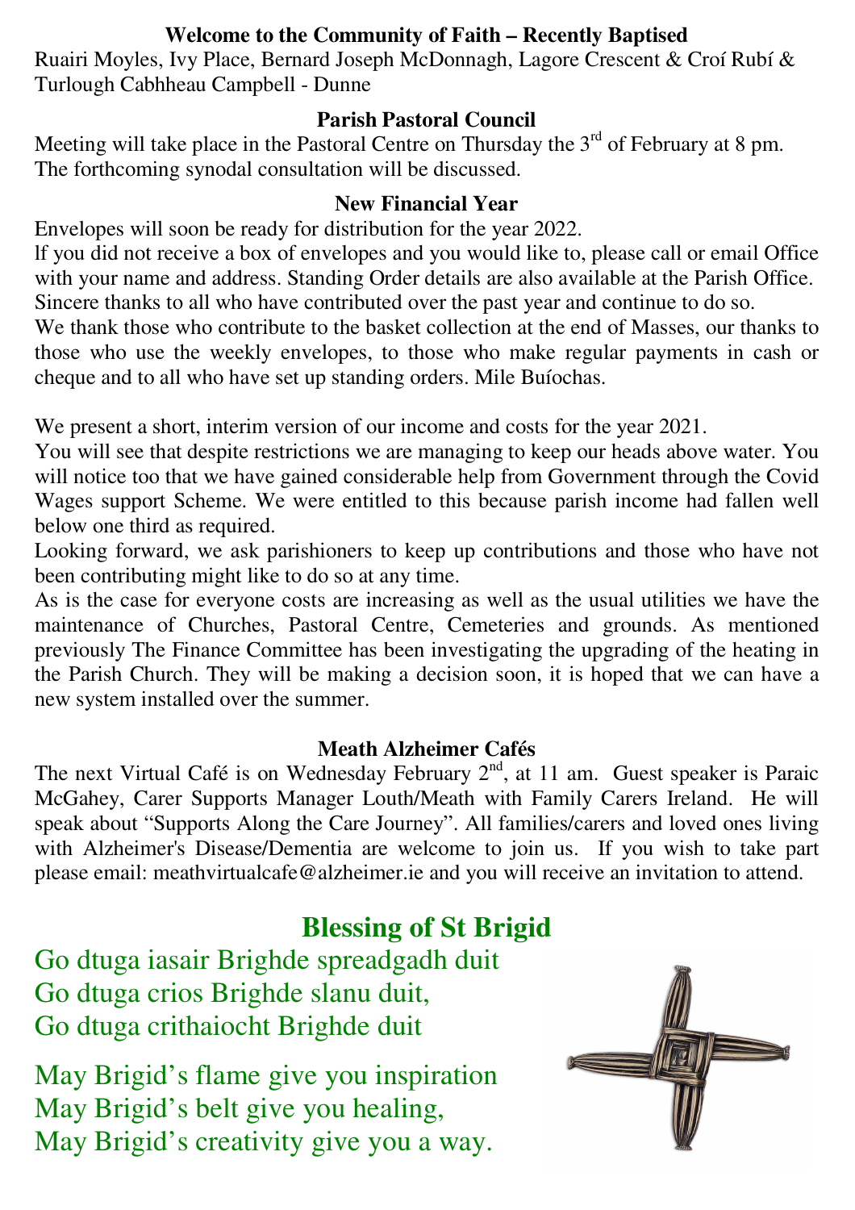### Welcome to the Community of Faith – Recently Baptised

Ruairi Moyles, Ivy Place, Bernard Joseph McDonnagh, Lagore Crescent & Croí Rubí & Turlough Cabhheau Campbell - Dunne

### Parish Pastoral Council

Meeting will take place in the Pastoral Centre on Thursday the 3rd of February at 8 pm. The forthcoming synodal consultation will be discussed.

### New Financial Year

Envelopes will soon be ready for distribution for the year 2022.
If you did not receive a box of envelopes and you would like to, please call or email Office with your name and address. Standing Order details are also available at the Parish Office.
Sincere thanks to all who have contributed over the past year and continue to do so.
We thank those who contribute to the basket collection at the end of Masses, our thanks to those who use the weekly envelopes, to those who make regular payments in cash or cheque and to all who have set up standing orders. Mile Buíochas.

We present a short, interim version of our income and costs for the year 2021.
You will see that despite restrictions we are managing to keep our heads above water. You will notice too that we have gained considerable help from Government through the Covid Wages support Scheme. We were entitled to this because parish income had fallen well below one third as required.
Looking forward, we ask parishioners to keep up contributions and those who have not been contributing might like to do so at any time.
As is the case for everyone costs are increasing as well as the usual utilities we have the maintenance of Churches, Pastoral Centre, Cemeteries and grounds. As mentioned previously The Finance Committee has been investigating the upgrading of the heating in the Parish Church. They will be making a decision soon, it is hoped that we can have a new system installed over the summer.

### Meath Alzheimer Cafés

The next Virtual Café is on Wednesday February 2nd, at 11 am. Guest speaker is Paraic McGahey, Carer Supports Manager Louth/Meath with Family Carers Ireland. He will speak about "Supports Along the Care Journey". All families/carers and loved ones living with Alzheimer's Disease/Dementia are welcome to join us. If you wish to take part please email: meathvirtualcafe@alzheimer.ie and you will receive an invitation to attend.

## Blessing of St Brigid

Go dtuga iasair Brighde spreadgadh duit
Go dtuga crios Brighde slanu duit,
Go dtuga crithaiocht Brighde duit

May Brigid's flame give you inspiration
May Brigid's belt give you healing,
May Brigid's creativity give you a way.